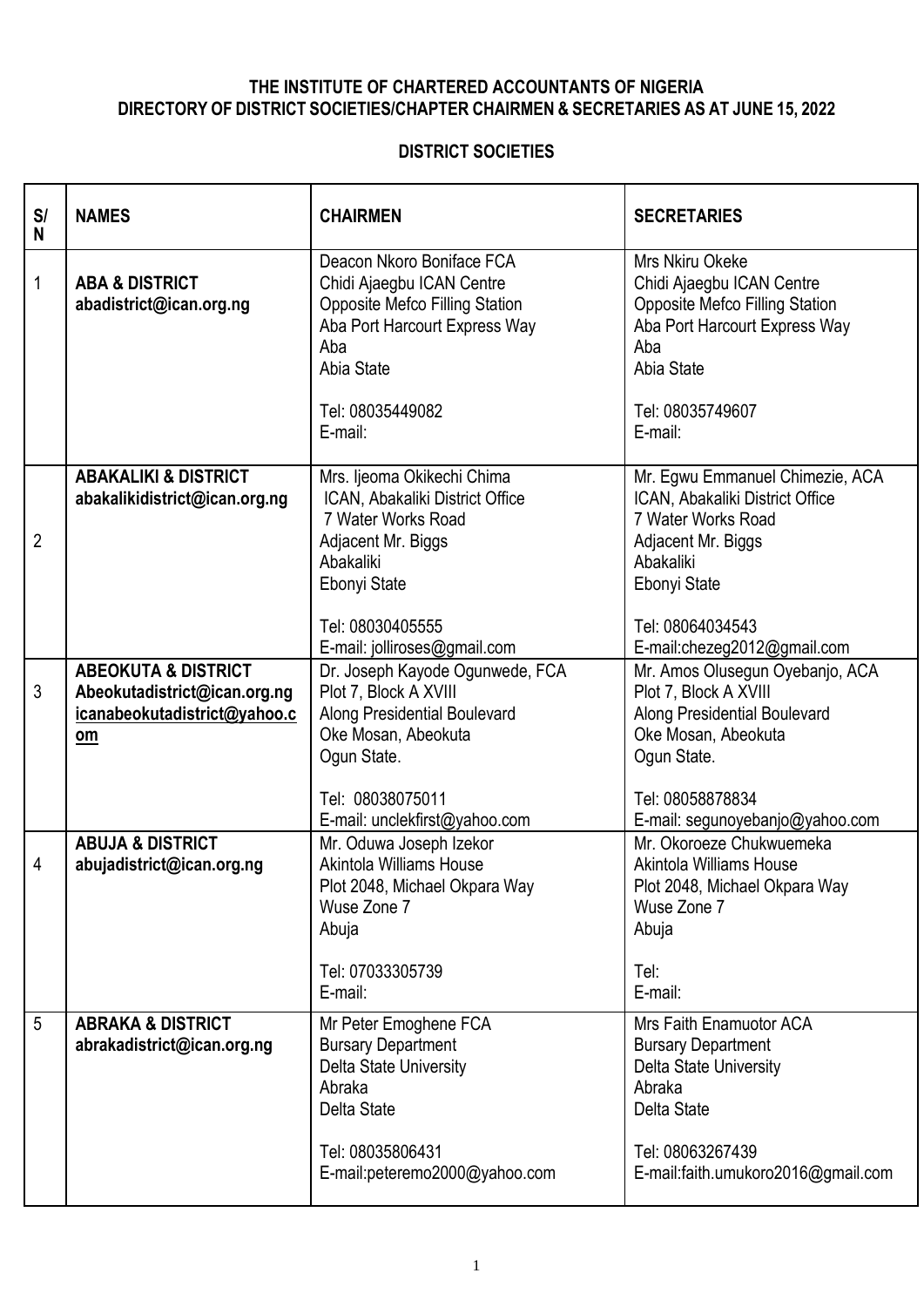**THE INSTITUTE OF CHARTERED ACCOUNTANTS OF NIGERIA**
**DIRECTORY OF DISTRICT SOCIETIES/CHAPTER CHAIRMEN & SECRETARIES AS AT JUNE 15, 2022**

## DISTRICT SOCIETIES

| S/N | NAMES | CHAIRMEN | SECRETARIES |
|---|---|---|---|
| 1 | **ABA & DISTRICT**<br>**abadistrict@ican.org.ng** | Deacon Nkoro Boniface FCA<br>Chidi Ajaegbu ICAN Centre<br>Opposite Mefco Filling Station<br>Aba Port Harcourt Express Way<br>Aba<br>Abia State<br><br>Tel: 08035449082<br>E-mail: | Mrs Nkiru Okeke<br>Chidi Ajaegbu ICAN Centre<br>Opposite Mefco Filling Station<br>Aba Port Harcourt Express Way<br>Aba<br>Abia State<br><br>Tel: 08035749607<br>E-mail: |
| 2 | **ABAKALIKI & DISTRICT**<br>**abakalikidistrict@ican.org.ng** | Mrs. Ijeoma Okikechi Chima<br>ICAN, Abakaliki District Office<br>7 Water Works Road<br>Adjacent Mr. Biggs<br>Abakaliki<br>Ebonyi State<br><br>Tel: 08030405555<br>E-mail: jolliroses@gmail.com | Mr. Egwu Emmanuel Chimezie, ACA<br>ICAN, Abakaliki District Office<br>7 Water Works Road<br>Adjacent Mr. Biggs<br>Abakaliki<br>Ebonyi State<br><br>Tel: 08064034543<br>E-mail:chezeg2012@gmail.com |
| 3 | **ABEOKUTA & DISTRICT**<br>**Abeokutadistrict@ican.org.ng**<br>**icanabeokutadistrict@yahoo.com** | Dr. Joseph Kayode Ogunwede, FCA<br>Plot 7, Block A XVIII<br>Along Presidential Boulevard<br>Oke Mosan, Abeokuta<br>Ogun State.<br><br>Tel: 08038075011<br>E-mail: unclekfirst@yahoo.com | Mr. Amos Olusegun Oyebanjo, ACA<br>Plot 7, Block A XVIII<br>Along Presidential Boulevard<br>Oke Mosan, Abeokuta<br>Ogun State.<br><br>Tel: 08058878834<br>E-mail: segunoyebanjo@yahoo.com |
| 4 | **ABUJA & DISTRICT**<br>**abujadistrict@ican.org.ng** | Mr. Oduwa Joseph Izekor<br>Akintola Williams House<br>Plot 2048, Michael Okpara Way<br>Wuse Zone 7<br>Abuja<br><br>Tel: 07033305739<br>E-mail: | Mr. Okoroeze Chukwuemeka<br>Akintola Williams House<br>Plot 2048, Michael Okpara Way<br>Wuse Zone 7<br>Abuja<br><br>Tel:<br>E-mail: |
| 5 | **ABRAKA & DISTRICT**<br>**abrakadistrict@ican.org.ng** | Mr Peter Emoghene FCA<br>Bursary Department<br>Delta State University<br>Abraka<br>Delta State<br><br>Tel: 08035806431<br>E-mail:peteremo2000@yahoo.com | Mrs Faith Enamuotor ACA<br>Bursary Department<br>Delta State University<br>Abraka<br>Delta State<br><br>Tel: 08063267439<br>E-mail:faith.umukoro2016@gmail.com |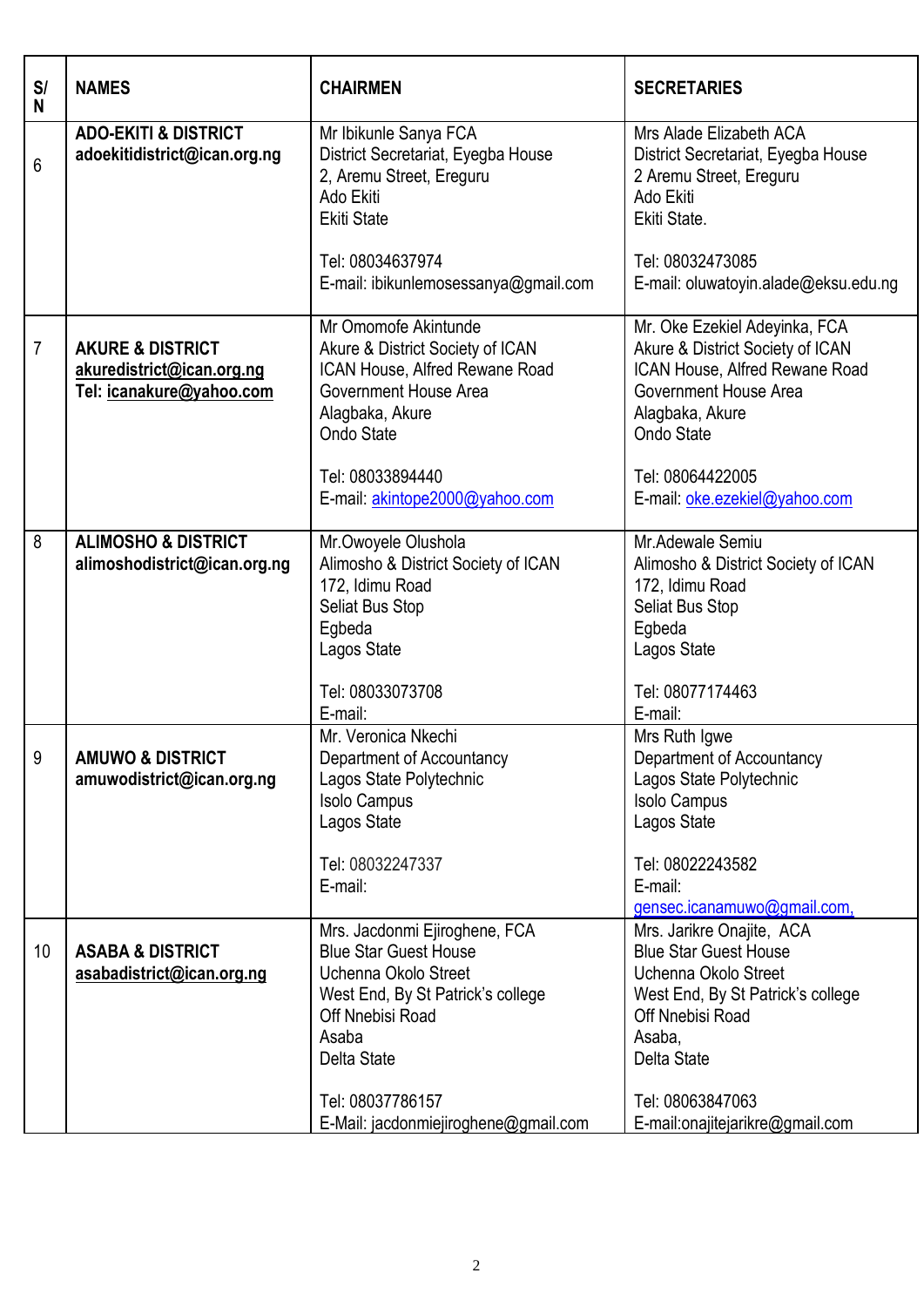| S/N | NAMES | CHAIRMEN | SECRETARIES |
|---|---|---|---|
| 6 | **ADO-EKITI & DISTRICT**<br>**adoekitidistrict@ican.org.ng** | Mr Ibikunle Sanya FCA<br>District Secretariat, Eyegba House<br>2, Aremu Street, Ereguru<br>Ado Ekiti<br>Ekiti State<br><br>Tel: 08034637974<br>E-mail: ibikunlemosessanya@gmail.com | Mrs Alade Elizabeth ACA<br>District Secretariat, Eyegba House<br>2 Aremu Street, Ereguru<br>Ado Ekiti<br>Ekiti State.<br><br>Tel: 08032473085<br>E-mail: oluwatoyin.alade@eksu.edu.ng |
| 7 | **AKURE & DISTRICT**<br>**akuredistrict@ican.org.ng**<br>**Tel: icanakure@yahoo.com** | Mr Omomofe Akintunde<br>Akure & District Society of ICAN<br>ICAN House, Alfred Rewane Road<br>Government House Area<br>Alagbaka, Akure<br>Ondo State<br><br>Tel: 08033894440<br>E-mail: akintope2000@yahoo.com | Mr. Oke Ezekiel Adeyinka, FCA<br>Akure & District Society of ICAN<br>ICAN House, Alfred Rewane Road<br>Government House Area<br>Alagbaka, Akure<br>Ondo State<br><br>Tel: 08064422005<br>E-mail: oke.ezekiel@yahoo.com |
| 8 | **ALIMOSHO & DISTRICT**<br>**alimoshodistrict@ican.org.ng** | Mr.Owoyele Olushola<br>Alimosho & District Society of ICAN<br>172, Idimu Road<br>Seliat Bus Stop<br>Egbeda<br>Lagos State<br><br>Tel: 08033073708<br>E-mail: | Mr.Adewale Semiu<br>Alimosho & District Society of ICAN<br>172, Idimu Road<br>Seliat Bus Stop<br>Egbeda<br>Lagos State<br><br>Tel: 08077174463<br>E-mail: |
| 9 | **AMUWO & DISTRICT**<br>**amuwodistrict@ican.org.ng** | Mr. Veronica Nkechi<br>Department of Accountancy<br>Lagos State Polytechnic<br>Isolo Campus<br>Lagos State<br><br>Tel: 08032247337<br>E-mail: | Mrs Ruth Igwe<br>Department of Accountancy<br>Lagos State Polytechnic<br>Isolo Campus<br>Lagos State<br><br>Tel: 08022243582<br>E-mail:<br>gensec.icanamuwo@gmail.com, |
| 10 | **ASABA & DISTRICT**<br>**asabadistrict@ican.org.ng** | Mrs. Jacdonmi Ejiroghene, FCA<br>Blue Star Guest House<br>Uchenna Okolo Street<br>West End, By St Patrick's college<br>Off Nnebisi Road<br>Asaba<br>Delta State<br><br>Tel: 08037786157<br>E-Mail: jacdonmiejiroghene@gmail.com | Mrs. Jarikre Onajite, ACA<br>Blue Star Guest House<br>Uchenna Okolo Street<br>West End, By St Patrick's college<br>Off Nnebisi Road<br>Asaba,<br>Delta State<br><br>Tel: 08063847063<br>E-mail:onajitejarikre@gmail.com |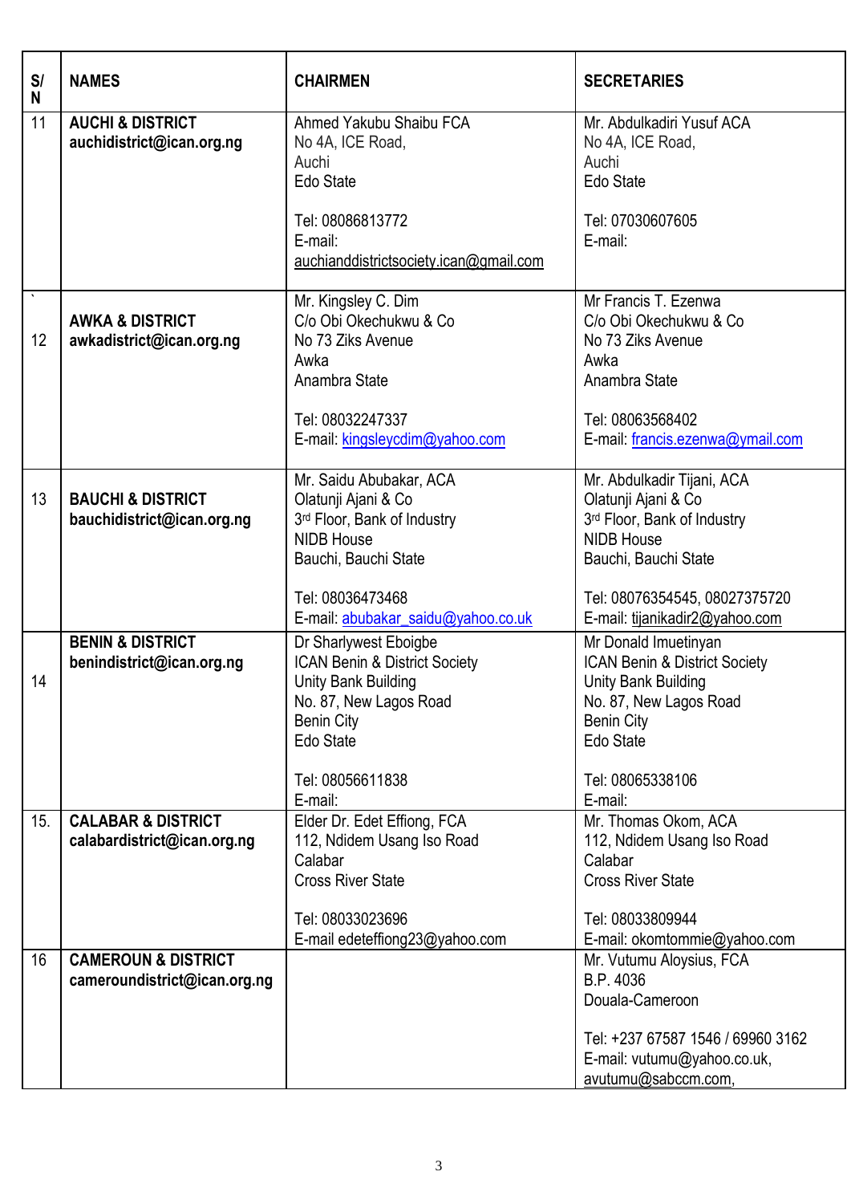| S/N | NAMES | CHAIRMEN | SECRETARIES |
|---|---|---|---|
| 11 | **AUCHI & DISTRICT** **auchidistrict@ican.org.ng** | Ahmed Yakubu Shaibu FCA<br>No 4A, ICE Road,<br>Auchi<br>Edo State<br><br>Tel: 08086813772<br>E-mail: auchianddistrictsociety.ican@gmail.com | Mr. Abdulkadiri Yusuf ACA<br>No 4A, ICE Road,<br>Auchi<br>Edo State<br><br>Tel: 07030607605<br>E-mail: |
| ` 12 | **AWKA & DISTRICT** **awkadistrict@ican.org.ng** | Mr. Kingsley C. Dim<br>C/o Obi Okechukwu & Co<br>No 73 Ziks Avenue<br>Awka<br>Anambra State<br><br>Tel: 08032247337<br>E-mail: kingsleycdim@yahoo.com | Mr Francis T. Ezenwa<br>C/o Obi Okechukwu & Co<br>No 73 Ziks Avenue<br>Awka<br>Anambra State<br><br>Tel: 08063568402<br>E-mail: francis.ezenwa@ymail.com |
| 13 | **BAUCHI & DISTRICT** **bauchidistrict@ican.org.ng** | Mr. Saidu Abubakar, ACA<br>Olatunji Ajani & Co<br>3rd Floor, Bank of Industry<br>NIDB House<br>Bauchi, Bauchi State<br><br>Tel: 08036473468<br>E-mail: abubakar_saidu@yahoo.co.uk | Mr. Abdulkadir Tijani, ACA<br>Olatunji Ajani & Co<br>3rd Floor, Bank of Industry<br>NIDB House<br>Bauchi, Bauchi State<br><br>Tel: 08076354545, 08027375720<br>E-mail: tijanikadir2@yahoo.com |
| 14 | **BENIN & DISTRICT** **benindistrict@ican.org.ng** | Dr Sharlywest Eboigbe<br>ICAN Benin & District Society<br>Unity Bank Building<br>No. 87, New Lagos Road<br>Benin City<br>Edo State<br><br>Tel: 08056611838<br>E-mail: | Mr Donald Imuetinyan<br>ICAN Benin & District Society<br>Unity Bank Building<br>No. 87, New Lagos Road<br>Benin City<br>Edo State<br><br>Tel: 08065338106<br>E-mail: |
| 15. | **CALABAR & DISTRICT** **calabardistrict@ican.org.ng** | Elder Dr. Edet Effiong, FCA<br>112, Ndidem Usang Iso Road<br>Calabar<br>Cross River State<br><br>Tel: 08033023696<br>E-mail edeteffiong23@yahoo.com | Mr. Thomas Okom, ACA<br>112, Ndidem Usang Iso Road<br>Calabar<br>Cross River State<br><br>Tel: 08033809944<br>E-mail: okomtommie@yahoo.com |
| 16 | **CAMEROUN & DISTRICT** **cameroundistrict@ican.org.ng** | | Mr. Vutumu Aloysius, FCA<br>B.P. 4036<br>Douala-Cameroon<br><br>Tel: +237 67587 1546 / 69960 3162<br>E-mail: vutumu@yahoo.co.uk, avutumu@sabccm.com, |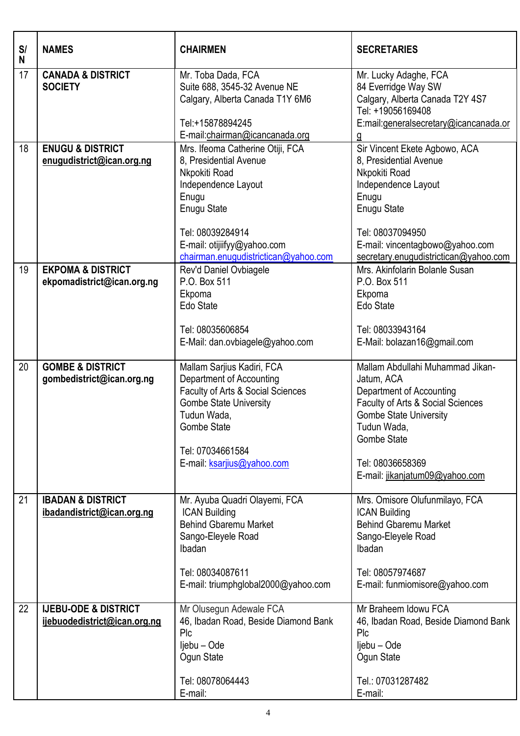| S/N | NAMES | CHAIRMEN | SECRETARIES |
|---|---|---|---|
| 17 | **CANADA & DISTRICT SOCIETY** | Mr. Toba Dada, FCA<br>Suite 688, 3545-32 Avenue NE<br>Calgary, Alberta Canada T1Y 6M6<br><br>Tel:+15878894245<br>E-mail:chairman@icancanada.org | Mr. Lucky Adaghe, FCA<br>84 Everridge Way SW<br>Calgary, Alberta Canada T2Y 4S7<br>Tel: +19056169408<br>E:mail:generalsecretary@icancanada.org |
| 18 | **ENUGU & DISTRICT**<br>**enugudistrict@ican.org.ng** | Mrs. Ifeoma Catherine Otiji, FCA<br>8, Presidential Avenue<br>Nkpokiti Road<br>Independence Layout<br>Enugu<br>Enugu State<br><br>Tel: 08039284914<br>E-mail: otijiifyy@yahoo.com<br>chairman.enugudistrictican@yahoo.com | Sir Vincent Ekete Agbowo, ACA<br>8, Presidential Avenue<br>Nkpokiti Road<br>Independence Layout<br>Enugu<br>Enugu State<br><br>Tel: 08037094950<br>E-mail: vincentagbowo@yahoo.com<br>secretary.enugudistrictican@yahoo.com |
| 19 | **EKPOMA & DISTRICT**<br>**ekpomadistrict@ican.org.ng** | Rev'd Daniel Ovbiagele<br>P.O. Box 511<br>Ekpoma<br>Edo State<br><br>Tel: 08035606854<br>E-Mail: dan.ovbiagele@yahoo.com | Mrs. Akinfolarin Bolanle Susan<br>P.O. Box 511<br>Ekpoma<br>Edo State<br><br>Tel: 08033943164<br>E-Mail: bolazan16@gmail.com |
| 20 | **GOMBE & DISTRICT**<br>**gombedistrict@ican.org.ng** | Mallam Sarjius Kadiri, FCA<br>Department of Accounting<br>Faculty of Arts & Social Sciences<br>Gombe State University<br>Tudun Wada,<br>Gombe State<br><br>Tel: 07034661584<br>E-mail: ksarjius@yahoo.com | Mallam Abdullahi Muhammad Jikan-Jatum, ACA<br>Department of Accounting<br>Faculty of Arts & Social Sciences<br>Gombe State University<br>Tudun Wada,<br>Gombe State<br><br>Tel: 08036658369<br>E-mail: jikanjatum09@yahoo.com |
| 21 | **IBADAN & DISTRICT**<br>**ibadandistrict@ican.org.ng** | Mr. Ayuba Quadri Olayemi, FCA<br>ICAN Building<br>Behind Gbaremu Market<br>Sango-Eleyele Road<br>Ibadan<br><br>Tel: 08034087611<br>E-mail: triumphglobal2000@yahoo.com | Mrs. Omisore Olufunmilayo, FCA<br>ICAN Building<br>Behind Gbaremu Market<br>Sango-Eleyele Road<br>Ibadan<br><br>Tel: 08057974687<br>E-mail: funmiomisore@yahoo.com |
| 22 | **IJEBU-ODE & DISTRICT**<br>**ijebuodedistrict@ican.org.ng** | Mr Olusegun Adewale FCA<br>46, Ibadan Road, Beside Diamond Bank Plc<br>Ijebu – Ode<br>Ogun State<br><br>Tel: 08078064443<br>E-mail: | Mr Braheem Idowu FCA<br>46, Ibadan Road, Beside Diamond Bank Plc<br>Ijebu – Ode<br>Ogun State<br><br>Tel.: 07031287482<br>E-mail: |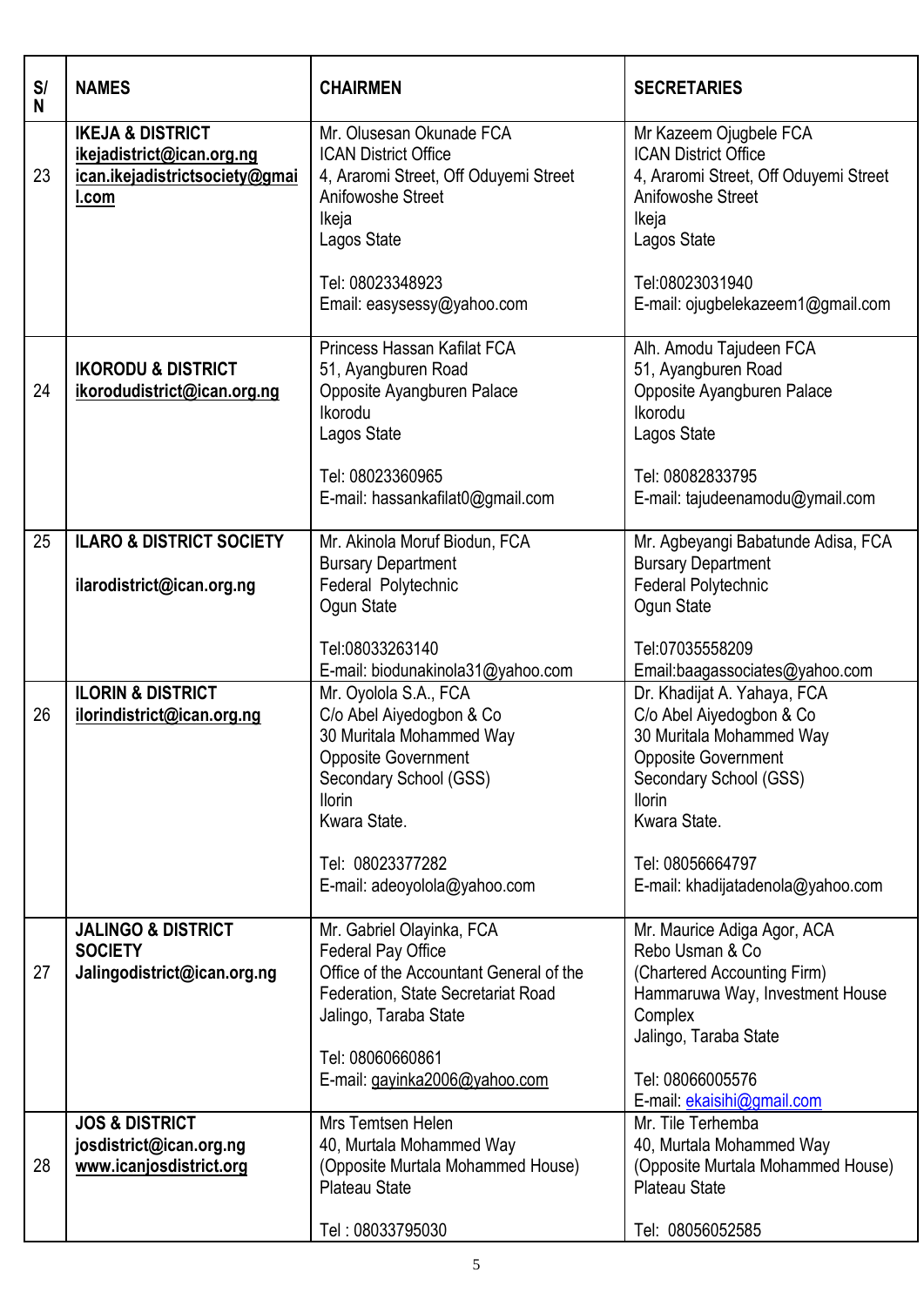| S/N | NAMES | CHAIRMEN | SECRETARIES |
|---|---|---|---|
| 23 | **IKEJA & DISTRICT**<br>**ikejadistrict@ican.org.ng**<br>**ican.ikejadistrictsociety@gmail.com** | Mr. Olusesan Okunade FCA<br>ICAN District Office<br>4, Araromi Street, Off Oduyemi Street<br>Anifowoshe Street<br>Ikeja<br>Lagos State<br><br>Tel: 08023348923<br>Email: easysessy@yahoo.com | Mr Kazeem Ojugbele FCA<br>ICAN District Office<br>4, Araromi Street, Off Oduyemi Street<br>Anifowoshe Street<br>Ikeja<br>Lagos State<br><br>Tel:08023031940<br>E-mail: ojugbelekazeem1@gmail.com |
| 24 | **IKORODU & DISTRICT**<br>**ikorodudistrict@ican.org.ng** | Princess Hassan Kafilat FCA<br>51, Ayangburen Road<br>Opposite Ayangburen Palace<br>Ikorodu<br>Lagos State<br><br>Tel: 08023360965<br>E-mail: hassankafilat0@gmail.com | Alh. Amodu Tajudeen FCA<br>51, Ayangburen Road<br>Opposite Ayangburen Palace<br>Ikorodu<br>Lagos State<br><br>Tel: 08082833795<br>E-mail: tajudeenamodu@ymail.com |
| 25 | **ILARO & DISTRICT SOCIETY**<br><br>**ilarodistrict@ican.org.ng** | Mr. Akinola Moruf Biodun, FCA<br>Bursary Department<br>Federal Polytechnic<br>Ogun State<br><br>Tel:08033263140<br>E-mail: biodunakinola31@yahoo.com | Mr. Agbeyangi Babatunde Adisa, FCA<br>Bursary Department<br>Federal Polytechnic<br>Ogun State<br><br>Tel:07035558209<br>Email:baagassociates@yahoo.com |
| 26 | **ILORIN & DISTRICT**<br>**ilorindistrict@ican.org.ng** | Mr. Oyolola S.A., FCA<br>C/o Abel Aiyedogbon & Co<br>30 Muritala Mohammed Way<br>Opposite Government<br>Secondary School (GSS)<br>Ilorin<br>Kwara State.<br><br>Tel: 08023377282<br>E-mail: adeoyolola@yahoo.com | Dr. Khadijat A. Yahaya, FCA<br>C/o Abel Aiyedogbon & Co<br>30 Muritala Mohammed Way<br>Opposite Government<br>Secondary School (GSS)<br>Ilorin<br>Kwara State.<br><br>Tel: 08056664797<br>E-mail: khadijatadenola@yahoo.com |
| 27 | **JALINGO & DISTRICT SOCIETY**<br>**Jalingodistrict@ican.org.ng** | Mr. Gabriel Olayinka, FCA<br>Federal Pay Office<br>Office of the Accountant General of the Federation, State Secretariat Road<br>Jalingo, Taraba State<br><br>Tel: 08060660861<br>E-mail: gayinka2006@yahoo.com | Mr. Maurice Adiga Agor, ACA<br>Rebo Usman & Co<br>(Chartered Accounting Firm)<br>Hammaruwa Way, Investment House Complex<br>Jalingo, Taraba State<br><br>Tel: 08066005576<br>E-mail: ekaisihi@gmail.com |
| 28 | **JOS & DISTRICT**<br>**josdistrict@ican.org.ng**<br>**www.icanjosdistrict.org** | Mrs Temtsen Helen<br>40, Murtala Mohammed Way<br>(Opposite Murtala Mohammed House)<br>Plateau State<br><br>Tel : 08033795030 | Mr. Tile Terhemba<br>40, Murtala Mohammed Way<br>(Opposite Murtala Mohammed House)<br>Plateau State<br><br>Tel: 08056052585 |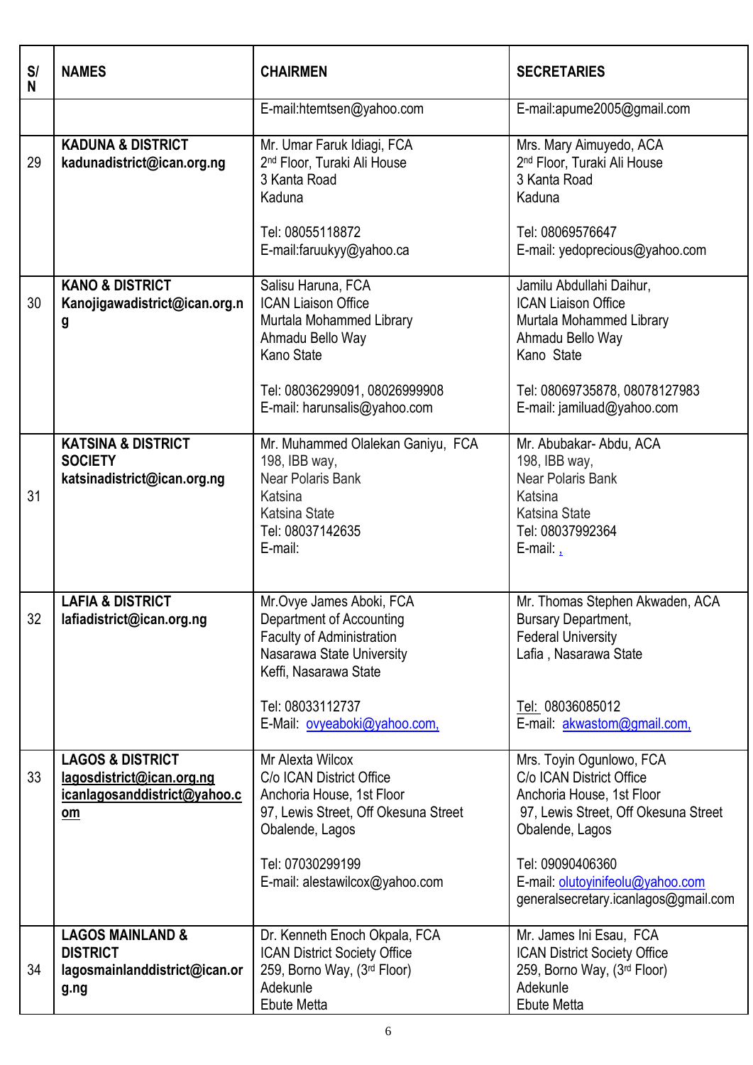| S/N | NAMES | CHAIRMEN | SECRETARIES |
|---|---|---|---|
| | | E-mail:htemtsen@yahoo.com | E-mail:apume2005@gmail.com |
| 29 | **KADUNA & DISTRICT**<br>**kadunadistrict@ican.org.ng** | Mr. Umar Faruk Idiagi, FCA<br>2nd Floor, Turaki Ali House<br>3 Kanta Road<br>Kaduna<br><br>Tel: 08055118872<br>E-mail:faruukyy@yahoo.ca | Mrs. Mary Aimuyedo, ACA<br>2nd Floor, Turaki Ali House<br>3 Kanta Road<br>Kaduna<br><br>Tel: 08069576647<br>E-mail: yedoprecious@yahoo.com |
| 30 | **KANO & DISTRICT**<br>**Kanojigawadistrict@ican.org.ng** | Salisu Haruna, FCA<br>ICAN Liaison Office<br>Murtala Mohammed Library<br>Ahmadu Bello Way<br>Kano State<br><br>Tel: 08036299091, 08026999908<br>E-mail: harunsalis@yahoo.com | Jamilu Abdullahi Daihur,<br>ICAN Liaison Office<br>Murtala Mohammed Library<br>Ahmadu Bello Way<br>Kano State<br><br>Tel: 08069735878, 08078127983<br>E-mail: jamiluad@yahoo.com |
| 31 | **KATSINA & DISTRICT SOCIETY**<br>**katsinadistrict@ican.org.ng** | Mr. Muhammed Olalekan Ganiyu, FCA<br>198, IBB way,<br>Near Polaris Bank<br>Katsina<br>Katsina State<br>Tel: 08037142635<br>E-mail: | Mr. Abubakar- Abdu, ACA<br>198, IBB way,<br>Near Polaris Bank<br>Katsina<br>Katsina State<br>Tel: 08037992364<br>E-mail: , |
| 32 | **LAFIA & DISTRICT**<br>**lafiadistrict@ican.org.ng** | Mr.Ovye James Aboki, FCA<br>Department of Accounting<br>Faculty of Administration<br>Nasarawa State University<br>Keffi, Nasarawa State<br><br>Tel: 08033112737<br>E-Mail: ovyeaboki@yahoo.com, | Mr. Thomas Stephen Akwaden, ACA<br>Bursary Department,<br>Federal University<br>Lafia , Nasarawa State<br><br>Tel: 08036085012<br>E-mail: akwastom@gmail.com, |
| 33 | **LAGOS & DISTRICT**<br>**lagosdistrict@ican.org.ng**<br>**icanlagosanddistrict@yahoo.com** | Mr Alexta Wilcox<br>C/o ICAN District Office<br>Anchoria House, 1st Floor<br>97, Lewis Street, Off Okesuna Street<br>Obalende, Lagos<br><br>Tel: 07030299199<br>E-mail: alestawilcox@yahoo.com | Mrs. Toyin Ogunlowo, FCA<br>C/o ICAN District Office<br>Anchoria House, 1st Floor<br>97, Lewis Street, Off Okesuna Street<br>Obalende, Lagos<br><br>Tel: 09090406360<br>E-mail: olutoyinifeolu@yahoo.com<br>generalsecretary.icanlagos@gmail.com |
| 34 | **LAGOS MAINLAND & DISTRICT**<br>**lagosmainlanddistrict@ican.org.ng** | Dr. Kenneth Enoch Okpala, FCA<br>ICAN District Society Office<br>259, Borno Way, (3rd Floor)<br>Adekunle<br>Ebute Metta | Mr. James Ini Esau, FCA<br>ICAN District Society Office<br>259, Borno Way, (3rd Floor)<br>Adekunle<br>Ebute Metta |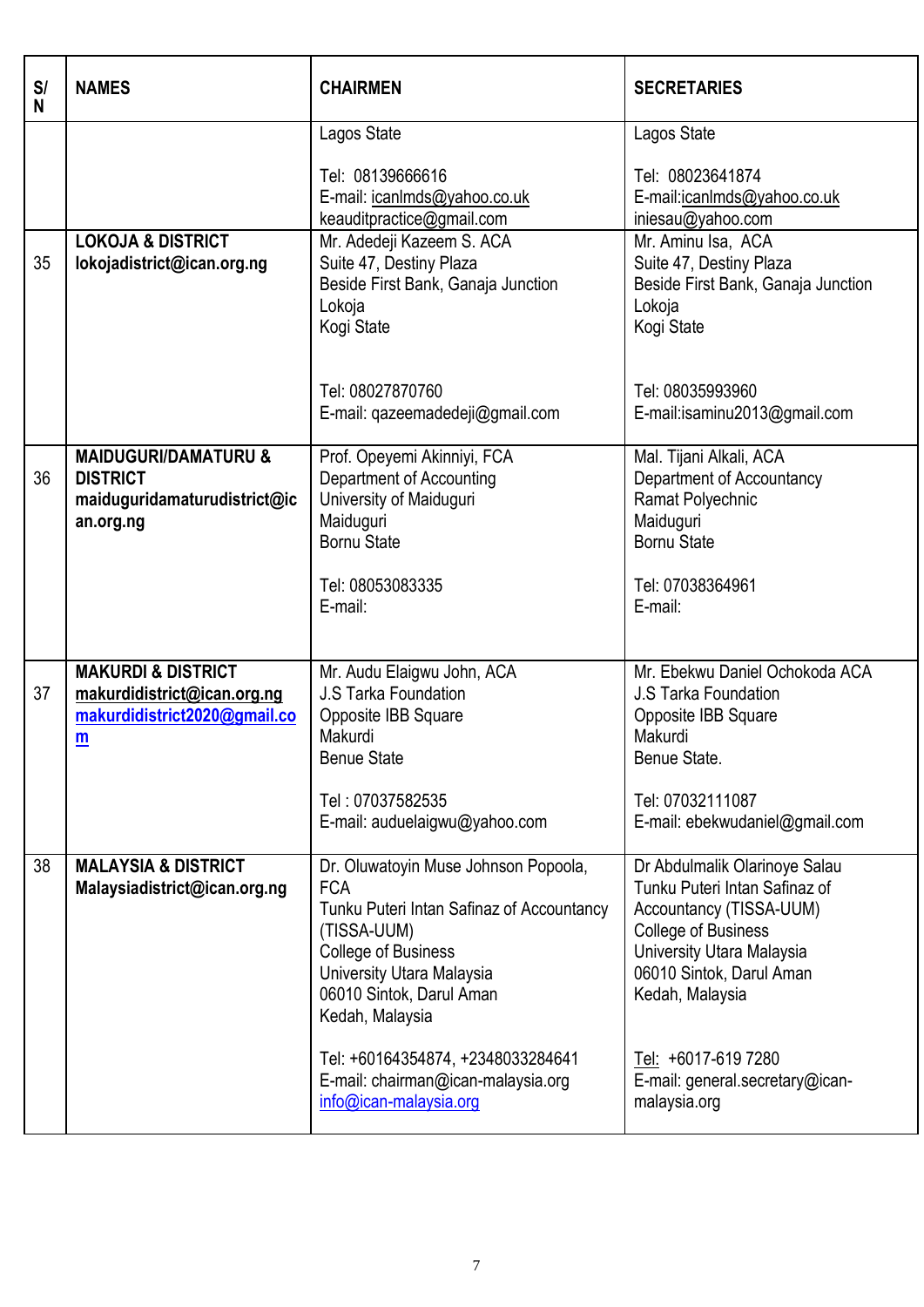| S/N | NAMES | CHAIRMEN | SECRETARIES |
|---|---|---|---|
| | | Lagos State<br><br>Tel: 08139666616<br>E-mail: icanlmds@yahoo.co.uk<br>keauditpractice@gmail.com | Lagos State<br><br>Tel: 08023641874<br>E-mail:icanlmds@yahoo.co.uk<br>iniesau@yahoo.com |
| 35 | **LOKOJA & DISTRICT**<br>**lokojadistrict@ican.org.ng** | Mr. Adedeji Kazeem S. ACA<br>Suite 47, Destiny Plaza<br>Beside First Bank, Ganaja Junction<br>Lokoja<br>Kogi State<br><br>Tel: 08027870760<br>E-mail: qazeemadedeji@gmail.com | Mr. Aminu Isa, ACA<br>Suite 47, Destiny Plaza<br>Beside First Bank, Ganaja Junction<br>Lokoja<br>Kogi State<br><br>Tel: 08035993960<br>E-mail:isaminu2013@gmail.com |
| 36 | **MAIDUGURI/DAMATURU & DISTRICT**<br>**maiduguridamaturudistrict@ican.org.ng** | Prof. Opeyemi Akinniyi, FCA<br>Department of Accounting<br>University of Maiduguri<br>Maiduguri<br>Bornu State<br><br>Tel: 08053083335<br>E-mail: | Mal. Tijani Alkali, ACA<br>Department of Accountancy<br>Ramat Polyechnic<br>Maiduguri<br>Bornu State<br><br>Tel: 07038364961<br>E-mail: |
| 37 | **MAKURDI & DISTRICT**<br>**makurdidistrict@ican.org.ng**<br>**makurdidistrict2020@gmail.com** | Mr. Audu Elaigwu John, ACA<br>J.S Tarka Foundation<br>Opposite IBB Square<br>Makurdi<br>Benue State<br><br>Tel : 07037582535<br>E-mail: auduelaigwu@yahoo.com | Mr. Ebekwu Daniel Ochokoda ACA<br>J.S Tarka Foundation<br>Opposite IBB Square<br>Makurdi<br>Benue State.<br><br>Tel: 07032111087<br>E-mail: ebekwudaniel@gmail.com |
| 38 | **MALAYSIA & DISTRICT**<br>**Malaysiadistrict@ican.org.ng** | Dr. Oluwatoyin Muse Johnson Popoola, FCA<br>Tunku Puteri Intan Safinaz of Accountancy (TISSA-UUM)<br>College of Business<br>University Utara Malaysia<br>06010 Sintok, Darul Aman<br>Kedah, Malaysia<br><br>Tel: +60164354874, +2348033284641<br>E-mail: chairman@ican-malaysia.org<br>info@ican-malaysia.org | Dr Abdulmalik Olarinoye Salau<br>Tunku Puteri Intan Safinaz of Accountancy (TISSA-UUM)<br>College of Business<br>University Utara Malaysia<br>06010 Sintok, Darul Aman<br>Kedah, Malaysia<br><br>Tel: +6017-619 7280<br>E-mail: general.secretary@ican-malaysia.org |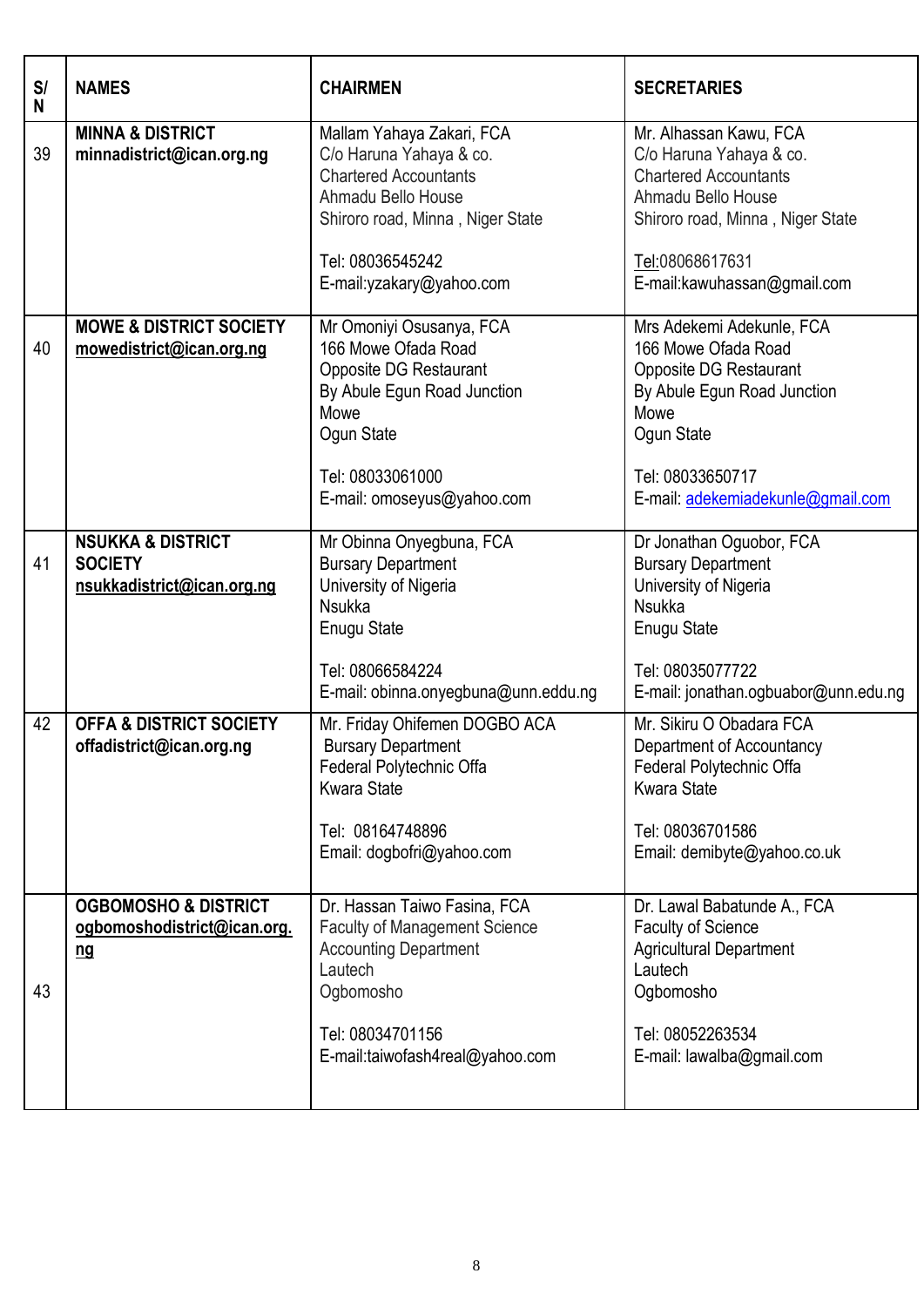| S/N | NAMES | CHAIRMEN | SECRETARIES |
|---|---|---|---|
| 39 | **MINNA & DISTRICT**<br>**minnadistrict@ican.org.ng** | Mallam Yahaya Zakari, FCA<br>C/o Haruna Yahaya & co.<br>Chartered Accountants<br>Ahmadu Bello House<br>Shiroro road, Minna , Niger State<br><br>Tel: 08036545242<br>E-mail:yzakary@yahoo.com | Mr. Alhassan Kawu, FCA<br>C/o Haruna Yahaya & co.<br>Chartered Accountants<br>Ahmadu Bello House<br>Shiroro road, Minna , Niger State<br><br>Tel:08068617631<br>E-mail:kawuhassan@gmail.com |
| 40 | **MOWE & DISTRICT SOCIETY**<br>**mowedistrict@ican.org.ng** | Mr Omoniyi Osusanya, FCA<br>166 Mowe Ofada Road<br>Opposite DG Restaurant<br>By Abule Egun Road Junction<br>Mowe<br>Ogun State<br><br>Tel: 08033061000<br>E-mail: omoseyus@yahoo.com | Mrs Adekemi Adekunle, FCA<br>166 Mowe Ofada Road<br>Opposite DG Restaurant<br>By Abule Egun Road Junction<br>Mowe<br>Ogun State<br><br>Tel: 08033650717<br>E-mail: adekemiadekunle@gmail.com |
| 41 | **NSUKKA & DISTRICT SOCIETY**<br>**nsukkadistrict@ican.org.ng** | Mr Obinna Onyegbuna, FCA<br>Bursary Department<br>University of Nigeria<br>Nsukka<br>Enugu State<br><br>Tel: 08066584224<br>E-mail: obinna.onyegbuna@unn.eddu.ng | Dr Jonathan Oguobor, FCA<br>Bursary Department<br>University of Nigeria<br>Nsukka<br>Enugu State<br><br>Tel: 08035077722<br>E-mail: jonathan.ogbuabor@unn.edu.ng |
| 42 | **OFFA & DISTRICT SOCIETY**<br>**offadistrict@ican.org.ng** | Mr. Friday Ohifemen DOGBO ACA<br>Bursary Department<br>Federal Polytechnic Offa<br>Kwara State<br><br>Tel: 08164748896<br>Email: dogbofri@yahoo.com | Mr. Sikiru O Obadara FCA<br>Department of Accountancy<br>Federal Polytechnic Offa<br>Kwara State<br><br>Tel: 08036701586<br>Email: demibyte@yahoo.co.uk |
| 43 | **OGBOMOSHO & DISTRICT**<br>**ogbomoshodistrict@ican.org.ng** | Dr. Hassan Taiwo Fasina, FCA<br>Faculty of Management Science<br>Accounting Department<br>Lautech<br>Ogbomosho<br><br>Tel: 08034701156<br>E-mail:taiwofash4real@yahoo.com | Dr. Lawal Babatunde A., FCA<br>Faculty of Science<br>Agricultural Department<br>Lautech<br>Ogbomosho<br><br>Tel: 08052263534<br>E-mail: lawalba@gmail.com |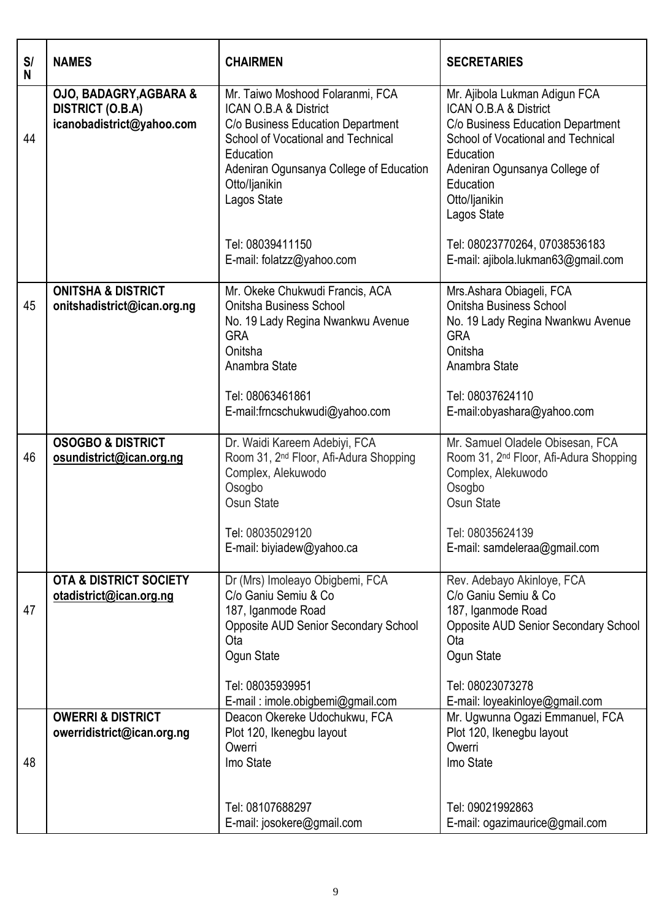| S/N | NAMES | CHAIRMEN | SECRETARIES |
|---|---|---|---|
| 44 | **OJO, BADAGRY,AGBARA & DISTRICT (O.B.A)**<br>**icanobadistrict@yahoo.com** | Mr. Taiwo Moshood Folaranmi, FCA<br>ICAN O.B.A & District<br>C/o Business Education Department<br>School of Vocational and Technical Education<br>Adeniran Ogunsanya College of Education<br>Otto/Ijanikin<br>Lagos State<br><br>Tel: 08039411150<br>E-mail: folatzz@yahoo.com | Mr. Ajibola Lukman Adigun FCA<br>ICAN O.B.A & District<br>C/o Business Education Department<br>School of Vocational and Technical Education<br>Adeniran Ogunsanya College of Education<br>Otto/Ijanikin<br>Lagos State<br><br>Tel: 08023770264, 07038536183<br>E-mail: ajibola.lukman63@gmail.com |
| 45 | **ONITSHA & DISTRICT**<br>**onitshadistrict@ican.org.ng** | Mr. Okeke Chukwudi Francis, ACA<br>Onitsha Business School<br>No. 19 Lady Regina Nwankwu Avenue<br>GRA<br>Onitsha<br>Anambra State<br><br>Tel: 08063461861<br>E-mail:frncschukwudi@yahoo.com | Mrs.Ashara Obiageli, FCA<br>Onitsha Business School<br>No. 19 Lady Regina Nwankwu Avenue<br>GRA<br>Onitsha<br>Anambra State<br><br>Tel: 08037624110<br>E-mail:obyashara@yahoo.com |
| 46 | **OSOGBO & DISTRICT**<br>**osundistrict@ican.org.ng** | Dr. Waidi Kareem Adebiyi, FCA<br>Room 31, 2nd Floor, Afi-Adura Shopping Complex, Alekuwodo<br>Osogbo<br>Osun State<br><br>Tel: 08035029120<br>E-mail: biyiadew@yahoo.ca | Mr. Samuel Oladele Obisesan, FCA<br>Room 31, 2nd Floor, Afi-Adura Shopping Complex, Alekuwodo<br>Osogbo<br>Osun State<br><br>Tel: 08035624139<br>E-mail: samdeleraa@gmail.com |
| 47 | **OTA & DISTRICT SOCIETY**<br>**otadistrict@ican.org.ng** | Dr (Mrs) Imoleayo Obigbemi, FCA<br>C/o Ganiu Semiu & Co<br>187, Iganmode Road<br>Opposite AUD Senior Secondary School<br>Ota<br>Ogun State<br><br>Tel: 08035939951<br>E-mail : imole.obigbemi@gmail.com | Rev. Adebayo Akinloye, FCA<br>C/o Ganiu Semiu & Co<br>187, Iganmode Road<br>Opposite AUD Senior Secondary School<br>Ota<br>Ogun State<br><br>Tel: 08023073278<br>E-mail: loyeakinloye@gmail.com |
| 48 | **OWERRI & DISTRICT**<br>**owerridistrict@ican.org.ng** | Deacon Okereke Udochukwu, FCA<br>Plot 120, Ikenegbu layout<br>Owerri<br>Imo State<br><br>Tel: 08107688297<br>E-mail: josokere@gmail.com | Mr. Ugwunna Ogazi Emmanuel, FCA<br>Plot 120, Ikenegbu layout<br>Owerri<br>Imo State<br><br>Tel: 09021992863<br>E-mail: ogazimaurice@gmail.com |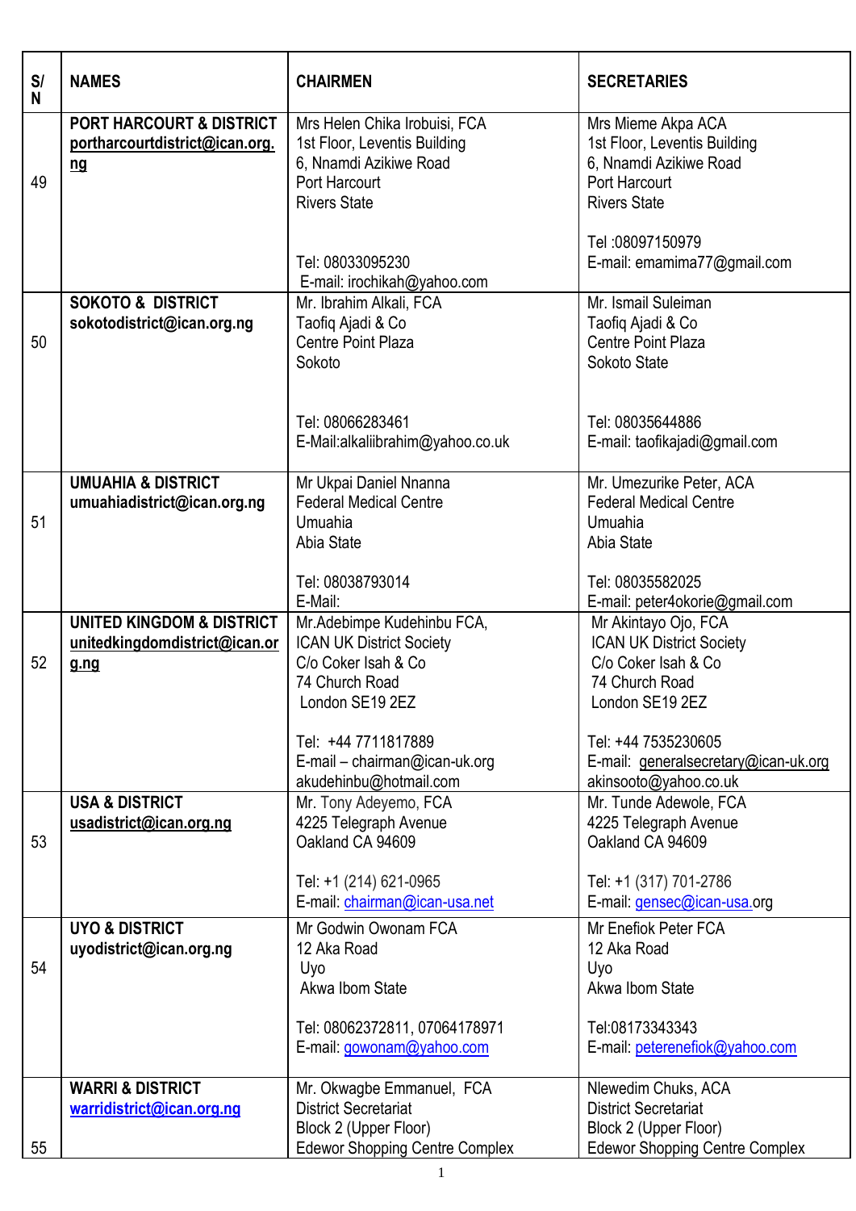| S/N | NAMES | CHAIRMEN | SECRETARIES |
|---|---|---|---|
| 49 | **PORT HARCOURT & DISTRICT** **portharcourtdistrict@ican.org.ng** | Mrs Helen Chika Irobuisi, FCA<br>1st Floor, Leventis Building<br>6, Nnamdi Azikiwe Road<br>Port Harcourt<br>Rivers State<br><br>Tel: 08033095230<br>E-mail: irochikah@yahoo.com | Mrs Mieme Akpa ACA<br>1st Floor, Leventis Building<br>6, Nnamdi Azikiwe Road<br>Port Harcourt<br>Rivers State<br><br>Tel :08097150979<br>E-mail: emamima77@gmail.com |
| 50 | **SOKOTO & DISTRICT** **sokotodistrict@ican.org.ng** | Mr. Ibrahim Alkali, FCA<br>Taofiq Ajadi & Co<br>Centre Point Plaza<br>Sokoto<br><br>Tel: 08066283461<br>E-Mail:alkaliibrahim@yahoo.co.uk | Mr. Ismail Suleiman<br>Taofiq Ajadi & Co<br>Centre Point Plaza<br>Sokoto State<br><br>Tel: 08035644886<br>E-mail: taofikajadi@gmail.com |
| 51 | **UMUAHIA & DISTRICT** **umuahiadistrict@ican.org.ng** | Mr Ukpai Daniel Nnanna<br>Federal Medical Centre<br>Umuahia<br>Abia State<br><br>Tel: 08038793014<br>E-Mail: | Mr. Umezurike Peter, ACA<br>Federal Medical Centre<br>Umuahia<br>Abia State<br><br>Tel: 08035582025<br>E-mail: peter4okorie@gmail.com |
| 52 | **UNITED KINGDOM & DISTRICT** **unitedkingdomdistrict@ican.org.ng** | Mr.Adebimpe Kudehinbu FCA,<br>ICAN UK District Society<br>C/o Coker Isah & Co<br>74 Church Road<br>London SE19 2EZ<br><br>Tel: +44 7711817889<br>E-mail – chairman@ican-uk.org<br>akudehinbu@hotmail.com | Mr Akintayo Ojo, FCA<br>ICAN UK District Society<br>C/o Coker Isah & Co<br>74 Church Road<br>London SE19 2EZ<br><br>Tel: +44 7535230605<br>E-mail: generalsecretary@ican-uk.org<br>akinsooto@yahoo.co.uk |
| 53 | **USA & DISTRICT** **usadistrict@ican.org.ng** | Mr. Tony Adeyemo, FCA<br>4225 Telegraph Avenue<br>Oakland CA 94609<br><br>Tel: +1 (214) 621-0965<br>E-mail: chairman@ican-usa.net | Mr. Tunde Adewole, FCA<br>4225 Telegraph Avenue<br>Oakland CA 94609<br><br>Tel: +1 (317) 701-2786<br>E-mail: gensec@ican-usa.org |
| 54 | **UYO & DISTRICT** **uyodistrict@ican.org.ng** | Mr Godwin Owonam FCA<br>12 Aka Road<br>Uyo<br>Akwa Ibom State<br><br>Tel: 08062372811, 07064178971<br>E-mail: gowonam@yahoo.com | Mr Enefiok Peter FCA<br>12 Aka Road<br>Uyo<br>Akwa Ibom State<br><br>Tel:08173343343<br>E-mail: peterenefiok@yahoo.com |
| 55 | **WARRI & DISTRICT** **warridistrict@ican.org.ng** | Mr. Okwagbe Emmanuel, FCA<br>District Secretariat<br>Block 2 (Upper Floor)<br>Edewor Shopping Centre Complex | Nlewedim Chuks, ACA<br>District Secretariat<br>Block 2 (Upper Floor)<br>Edewor Shopping Centre Complex |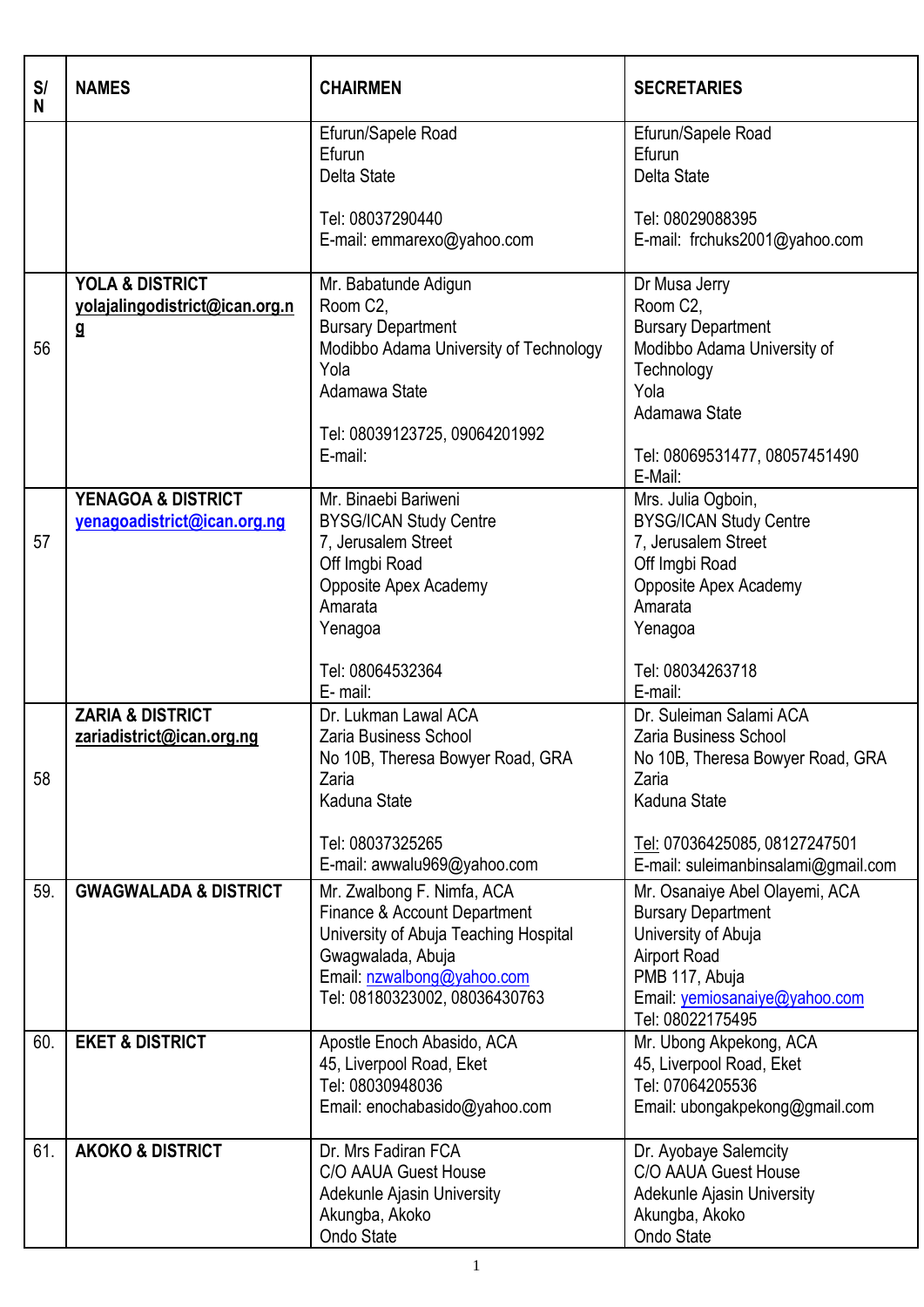| S/N | NAMES | CHAIRMEN | SECRETARIES |
|---|---|---|---|
| | | Efurun/Sapele Road<br>Efurun<br>Delta State<br><br>Tel: 08037290440<br>E-mail: emmarexo@yahoo.com | Efurun/Sapele Road<br>Efurun<br>Delta State<br><br>Tel: 08029088395<br>E-mail: frchuks2001@yahoo.com |
| 56 | **YOLA & DISTRICT**<br>**yolajalingodistrict@ican.org.ng** | Mr. Babatunde Adigun<br>Room C2,<br>Bursary Department<br>Modibbo Adama University of Technology<br>Yola<br>Adamawa State<br><br>Tel: 08039123725, 09064201992<br>E-mail: | Dr Musa Jerry<br>Room C2,<br>Bursary Department<br>Modibbo Adama University of Technology<br>Yola<br>Adamawa State<br><br>Tel: 08069531477, 08057451490<br>E-Mail: |
| 57 | **YENAGOA & DISTRICT**<br>**yenagoadistrict@ican.org.ng** | Mr. Binaebi Bariweni<br>BYSG/ICAN Study Centre<br>7, Jerusalem Street<br>Off Imgbi Road<br>Opposite Apex Academy<br>Amarata<br>Yenagoa<br><br>Tel: 08064532364<br>E- mail: | Mrs. Julia Ogboin,<br>BYSG/ICAN Study Centre<br>7, Jerusalem Street<br>Off Imgbi Road<br>Opposite Apex Academy<br>Amarata<br>Yenagoa<br><br>Tel: 08034263718<br>E-mail: |
| 58 | **ZARIA & DISTRICT**<br>**zariadistrict@ican.org.ng** | Dr. Lukman Lawal ACA<br>Zaria Business School<br>No 10B, Theresa Bowyer Road, GRA<br>Zaria<br>Kaduna State<br><br>Tel: 08037325265<br>E-mail: awwalu969@yahoo.com | Dr. Suleiman Salami ACA<br>Zaria Business School<br>No 10B, Theresa Bowyer Road, GRA<br>Zaria<br>Kaduna State<br><br>Tel: 07036425085, 08127247501<br>E-mail: suleimanbinsalami@gmail.com |
| 59. | **GWAGWALADA & DISTRICT** | Mr. Zwalbong F. Nimfa, ACA<br>Finance & Account Department<br>University of Abuja Teaching Hospital<br>Gwagwalada, Abuja<br>Email: nzwalbong@yahoo.com<br>Tel: 08180323002, 08036430763 | Mr. Osanaiye Abel Olayemi, ACA<br>Bursary Department<br>University of Abuja<br>Airport Road<br>PMB 117, Abuja<br>Email: yemiosanaiye@yahoo.com<br>Tel: 08022175495 |
| 60. | **EKET & DISTRICT** | Apostle Enoch Abasido, ACA<br>45, Liverpool Road, Eket<br>Tel: 08030948036<br>Email: enochabasido@yahoo.com | Mr. Ubong Akpekong, ACA<br>45, Liverpool Road, Eket<br>Tel: 07064205536<br>Email: ubongakpekong@gmail.com |
| 61. | **AKOKO & DISTRICT** | Dr. Mrs Fadiran FCA<br>C/O AAUA Guest House<br>Adekunle Ajasin University<br>Akungba, Akoko<br>Ondo State | Dr. Ayobaye Salemcity<br>C/O AAUA Guest House<br>Adekunle Ajasin University<br>Akungba, Akoko<br>Ondo State |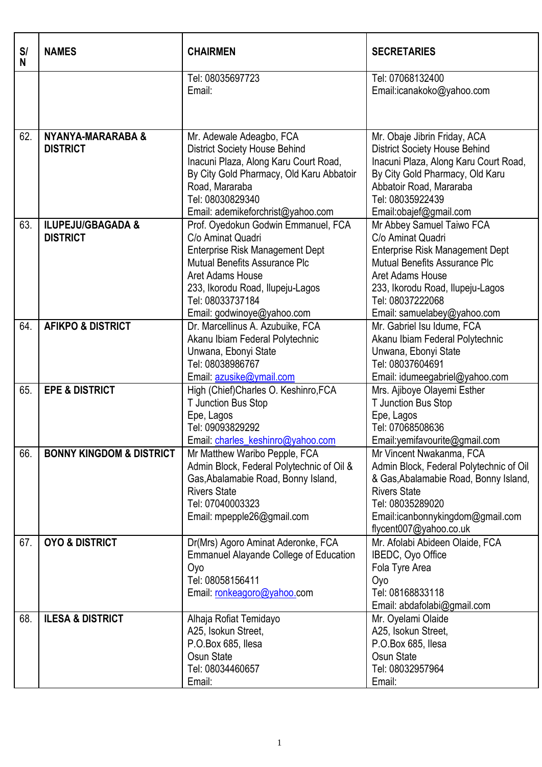| S/N | NAMES | CHAIRMEN | SECRETARIES |
|---|---|---|---|
| | | Tel: 08035697723<br>Email: | Tel: 07068132400<br>Email:icanakoko@yahoo.com |
| 62. | **NYANYA-MARARABA & DISTRICT** | Mr. Adewale Adeagbo, FCA<br>District Society House Behind Inacuni Plaza, Along Karu Court Road, By City Gold Pharmacy, Old Karu Abbatoir Road, Mararaba<br>Tel: 08030829340<br>Email: ademikeforchrist@yahoo.com | Mr. Obaje Jibrin Friday, ACA<br>District Society House Behind Inacuni Plaza, Along Karu Court Road, By City Gold Pharmacy, Old Karu Abbatoir Road, Mararaba<br>Tel: 08035922439<br>Email:obajef@gmail.com |
| 63. | **ILUPEJU/GBAGADA & DISTRICT** | Prof. Oyedokun Godwin Emmanuel, FCA<br>C/o Aminat Quadri<br>Enterprise Risk Management Dept<br>Mutual Benefits Assurance Plc<br>Aret Adams House<br>233, Ikorodu Road, Ilupeju-Lagos<br>Tel: 08033737184<br>Email: godwinoye@yahoo.com | Mr Abbey Samuel Taiwo FCA<br>C/o Aminat Quadri<br>Enterprise Risk Management Dept<br>Mutual Benefits Assurance Plc<br>Aret Adams House<br>233, Ikorodu Road, Ilupeju-Lagos<br>Tel: 08037222068<br>Email: samuelabey@yahoo.com |
| 64. | **AFIKPO & DISTRICT** | Dr. Marcellinus A. Azubuike, FCA<br>Akanu Ibiam Federal Polytechnic<br>Unwana, Ebonyi State<br>Tel: 08038986767<br>Email: azusike@ymail.com | Mr. Gabriel Isu Idume, FCA<br>Akanu Ibiam Federal Polytechnic<br>Unwana, Ebonyi State<br>Tel: 08037604691<br>Email: idumeegabriel@yahoo.com |
| 65. | **EPE & DISTRICT** | High (Chief)Charles O. Keshinro,FCA<br>T Junction Bus Stop<br>Epe, Lagos<br>Tel: 09093829292<br>Email: charles_keshinro@yahoo.com | Mrs. Ajiboye Olayemi Esther<br>T Junction Bus Stop<br>Epe, Lagos<br>Tel: 07068508636<br>Email:yemifavourite@gmail.com |
| 66. | **BONNY KINGDOM & DISTRICT** | Mr Matthew Waribo Pepple, FCA<br>Admin Block, Federal Polytechnic of Oil & Gas,Abalamabie Road, Bonny Island, Rivers State<br>Tel: 07040003323<br>Email: mpepple26@gmail.com | Mr Vincent Nwakanma, FCA<br>Admin Block, Federal Polytechnic of Oil & Gas,Abalamabie Road, Bonny Island, Rivers State<br>Tel: 08035289020<br>Email:icanbonnykingdom@gmail.com<br>flycent007@yahoo.co.uk |
| 67. | **OYO & DISTRICT** | Dr(Mrs) Agoro Aminat Aderonke, FCA<br>Emmanuel Alayande College of Education<br>Oyo<br>Tel: 08058156411<br>Email: ronkeagoro@yahoo.com | Mr. Afolabi Abideen Olaide, FCA<br>IBEDC, Oyo Office<br>Fola Tyre Area<br>Oyo<br>Tel: 08168833118<br>Email: abdafolabi@gmail.com |
| 68. | **ILESA & DISTRICT** | Alhaja Rofiat Temidayo<br>A25, Isokun Street,<br>P.O.Box 685, Ilesa<br>Osun State<br>Tel: 08034460657<br>Email: | Mr. Oyelami Olaide<br>A25, Isokun Street,<br>P.O.Box 685, Ilesa<br>Osun State<br>Tel: 08032957964<br>Email: |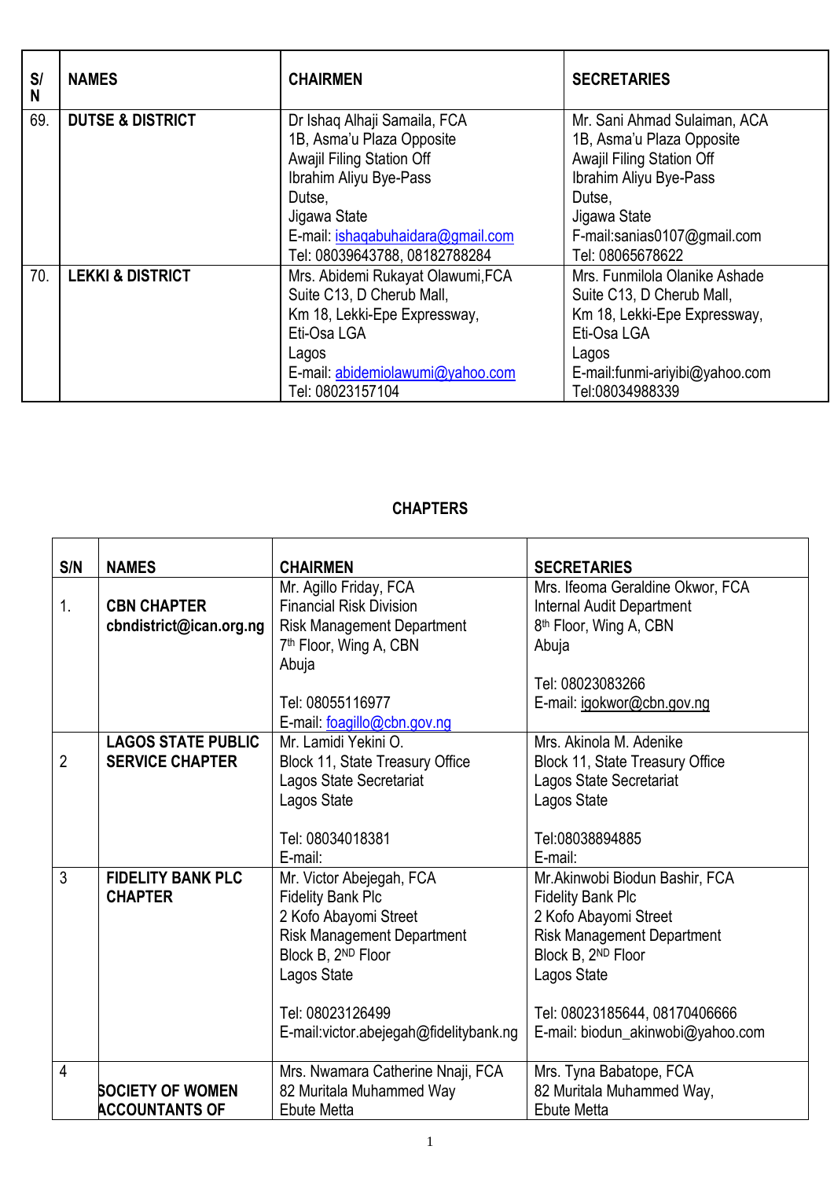| S/ N | NAMES | CHAIRMEN | SECRETARIES |
|---|---|---|---|
| 69. | **DUTSE & DISTRICT** | Dr Ishaq Alhaji Samaila, FCA<br>1B, Asma'u Plaza Opposite<br>Awajil Filing Station Off<br>Ibrahim Aliyu Bye-Pass<br>Dutse,<br>Jigawa State<br>E-mail: ishaqabuhaidara@gmail.com<br>Tel: 08039643788, 08182788284 | Mr. Sani Ahmad Sulaiman, ACA<br>1B, Asma'u Plaza Opposite<br>Awajil Filing Station Off<br>Ibrahim Aliyu Bye-Pass<br>Dutse,<br>Jigawa State<br>F-mail:sanias0107@gmail.com<br>Tel: 08065678622 |
| 70. | **LEKKI & DISTRICT** | Mrs. Abidemi Rukayat Olawumi,FCA<br>Suite C13, D Cherub Mall,<br>Km 18, Lekki-Epe Expressway,<br>Eti-Osa LGA<br>Lagos<br>E-mail: abidemiolawumi@yahoo.com<br>Tel: 08023157104 | Mrs. Funmilola Olanike Ashade<br>Suite C13, D Cherub Mall,<br>Km 18, Lekki-Epe Expressway,<br>Eti-Osa LGA<br>Lagos<br>E-mail:funmi-ariyibi@yahoo.com<br>Tel:08034988339 |

## CHAPTERS

| S/N | NAMES | CHAIRMEN | SECRETARIES |
|---|---|---|---|
| 1. | **CBN CHAPTER**<br>**cbndistrict@ican.org.ng** | Mr. Agillo Friday, FCA<br>Financial Risk Division<br>Risk Management Department<br>7th Floor, Wing A, CBN<br>Abuja<br><br>Tel: 08055116977<br>E-mail: foagillo@cbn.gov.ng | Mrs. Ifeoma Geraldine Okwor, FCA<br>Internal Audit Department<br>8th Floor, Wing A, CBN<br>Abuja<br><br>Tel: 08023083266<br>E-mail: igokwor@cbn.gov.ng |
| 2 | **LAGOS STATE PUBLIC SERVICE CHAPTER** | Mr. Lamidi Yekini O.<br>Block 11, State Treasury Office<br>Lagos State Secretariat<br>Lagos State<br><br>Tel: 08034018381<br>E-mail: | Mrs. Akinola M. Adenike<br>Block 11, State Treasury Office<br>Lagos State Secretariat<br>Lagos State<br><br>Tel:08038894885<br>E-mail: |
| 3 | **FIDELITY BANK PLC CHAPTER** | Mr. Victor Abejegah, FCA<br>Fidelity Bank Plc<br>2 Kofo Abayomi Street<br>Risk Management Department<br>Block B, 2ND Floor<br>Lagos State<br><br>Tel: 08023126499<br>E-mail:victor.abejegah@fidelitybank.ng | Mr.Akinwobi Biodun Bashir, FCA<br>Fidelity Bank Plc<br>2 Kofo Abayomi Street<br>Risk Management Department<br>Block B, 2ND Floor<br>Lagos State<br><br>Tel: 08023185644, 08170406666<br>E-mail: biodun_akinwobi@yahoo.com |
| 4 | **SOCIETY OF WOMEN ACCOUNTANTS OF** | Mrs. Nwamara Catherine Nnaji, FCA<br>82 Muritala Muhammed Way<br>Ebute Metta | Mrs. Tyna Babatope, FCA<br>82 Muritala Muhammed Way,<br>Ebute Metta |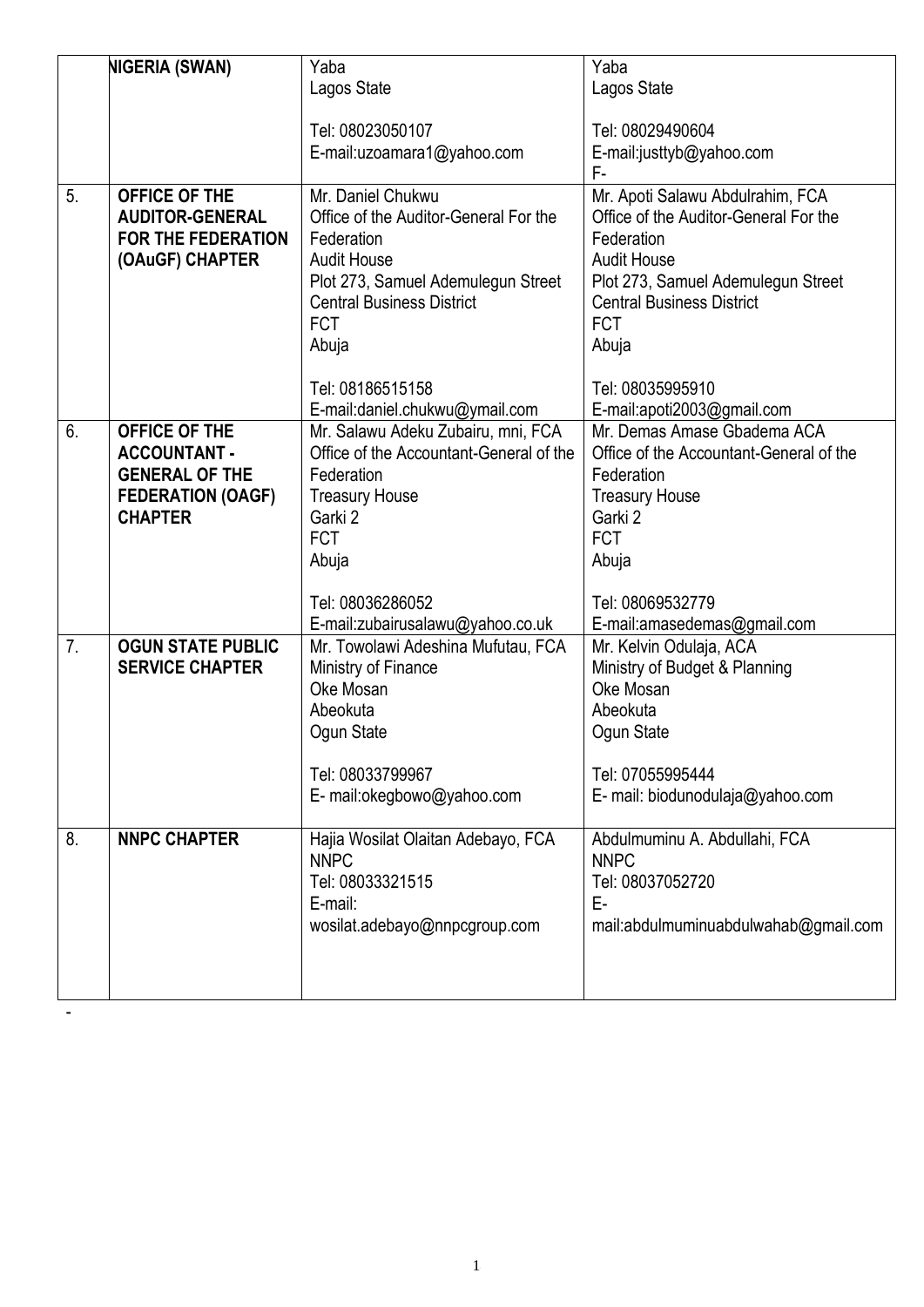| | | | |
|---|---|---|---|
| | NIGERIA (SWAN) | Yaba<br>Lagos State<br><br>Tel: 08023050107<br>E-mail:uzoamara1@yahoo.com | Yaba<br>Lagos State<br><br>Tel: 08029490604<br>E-mail:justtyb@yahoo.com<br>F- |
| 5. | **OFFICE OF THE AUDITOR-GENERAL FOR THE FEDERATION (OAuGF) CHAPTER** | Mr. Daniel Chukwu<br>Office of the Auditor-General For the Federation<br>Audit House<br>Plot 273, Samuel Ademulegun Street<br>Central Business District<br>FCT<br>Abuja<br><br>Tel: 08186515158<br>E-mail:daniel.chukwu@ymail.com | Mr. Apoti Salawu Abdulrahim, FCA<br>Office of the Auditor-General For the Federation<br>Audit House<br>Plot 273, Samuel Ademulegun Street<br>Central Business District<br>FCT<br>Abuja<br><br>Tel: 08035995910<br>E-mail:apoti2003@gmail.com |
| 6. | **OFFICE OF THE ACCOUNTANT - GENERAL OF THE FEDERATION (OAGF) CHAPTER** | Mr. Salawu Adeku Zubairu, mni, FCA<br>Office of the Accountant-General of the Federation<br>Treasury House<br>Garki 2<br>FCT<br>Abuja<br><br>Tel: 08036286052<br>E-mail:zubairusalawu@yahoo.co.uk | Mr. Demas Amase Gbadema ACA<br>Office of the Accountant-General of the Federation<br>Treasury House<br>Garki 2<br>FCT<br>Abuja<br><br>Tel: 08069532779<br>E-mail:amasedemas@gmail.com |
| 7. | **OGUN STATE PUBLIC SERVICE CHAPTER** | Mr. Towolawi Adeshina Mufutau, FCA<br>Ministry of Finance<br>Oke Mosan<br>Abeokuta<br>Ogun State<br><br>Tel: 08033799967<br>E- mail:okegbowo@yahoo.com | Mr. Kelvin Odulaja, ACA<br>Ministry of Budget & Planning<br>Oke Mosan<br>Abeokuta<br>Ogun State<br><br>Tel: 07055995444<br>E- mail: biodunodulaja@yahoo.com |
| 8. | **NNPC CHAPTER** | Hajia Wosilat Olaitan Adebayo, FCA<br>NNPC<br>Tel: 08033321515<br>E-mail:<br>wosilat.adebayo@nnpcgroup.com | Abdulmuminu A. Abdullahi, FCA<br>NNPC<br>Tel: 08037052720<br>E-<br>mail:abdulmuminuabdulwahab@gmail.com |

-